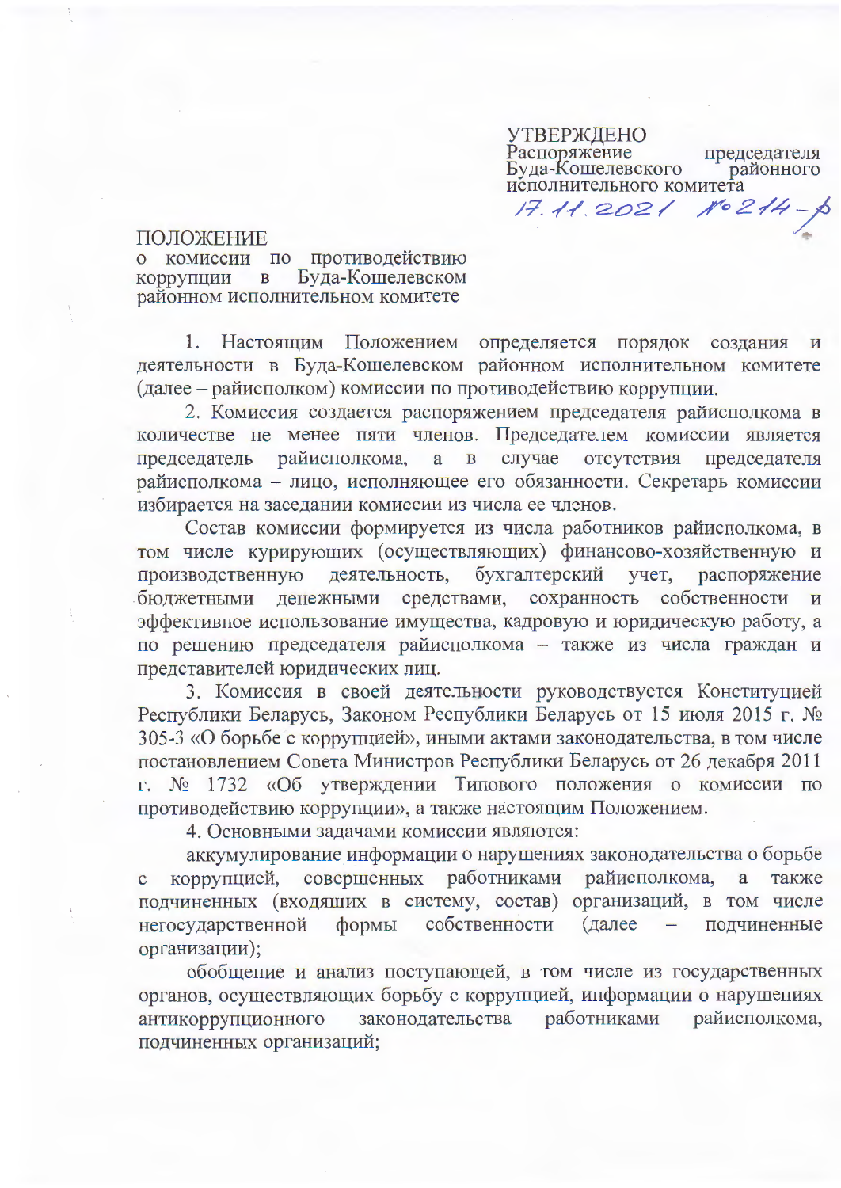УТВЕРЖДЕНО
Распоряжение председателя Буда-Кошелевского районного исполнительного комитета
17.11.2021 № 214-р

ПОЛОЖЕНИЕ
о комиссии по противодействию коррупции в Буда-Кошелевском районном исполнительном комитете

1. Настоящим Положением определяется порядок создания и деятельности в Буда-Кошелевском районном исполнительном комитете (далее – райисполком) комиссии по противодействию коррупции.

2. Комиссия создается распоряжением председателя райисполкома в количестве не менее пяти членов. Председателем комиссии является председатель райисполкома, а в случае отсутствия председателя райисполкома – лицо, исполняющее его обязанности. Секретарь комиссии избирается на заседании комиссии из числа ее членов.

Состав комиссии формируется из числа работников райисполкома, в том числе курирующих (осуществляющих) финансово-хозяйственную и производственную деятельность, бухгалтерский учет, распоряжение бюджетными денежными средствами, сохранность собственности и эффективное использование имущества, кадровую и юридическую работу, а по решению председателя райисполкома – также из числа граждан и представителей юридических лиц.

3. Комиссия в своей деятельности руководствуется Конституцией Республики Беларусь, Законом Республики Беларусь от 15 июля 2015 г. № 305-3 «О борьбе с коррупцией», иными актами законодательства, в том числе постановлением Совета Министров Республики Беларусь от 26 декабря 2011 г. № 1732 «Об утверждении Типового положения о комиссии по противодействию коррупции», а также настоящим Положением.

4. Основными задачами комиссии являются:

аккумулирование информации о нарушениях законодательства о борьбе с коррупцией, совершенных работниками райисполкома, а также подчиненных (входящих в систему, состав) организаций, в том числе негосударственной формы собственности (далее – подчиненные организации);

обобщение и анализ поступающей, в том числе из государственных органов, осуществляющих борьбу с коррупцией, информации о нарушениях антикоррупционного законодательства работниками райисполкома, подчиненных организаций;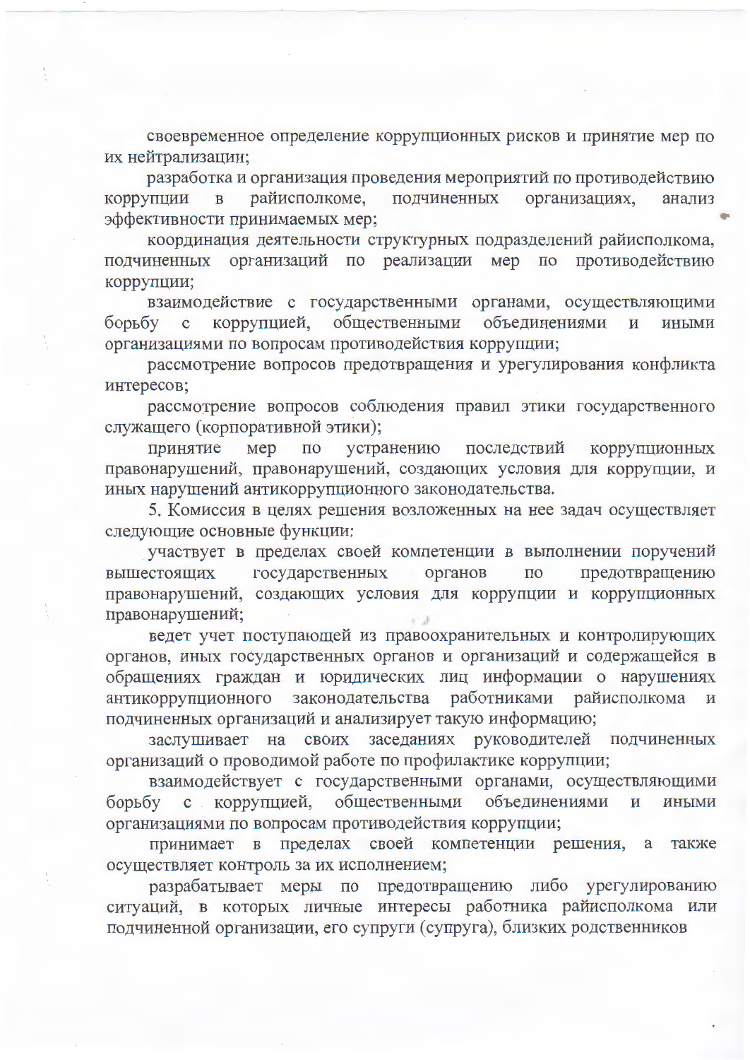своевременное определение коррупционных рисков и принятие мер по их нейтрализации;

разработка и организация проведения мероприятий по противодействию коррупции в райисполкоме, подчиненных организациях, анализ эффективности принимаемых мер;

координация деятельности структурных подразделений райисполкома, подчиненных организаций по реализации мер по противодействию коррупции;

взаимодействие с государственными органами, осуществляющими борьбу с коррупцией, общественными объединениями и иными организациями по вопросам противодействия коррупции;

рассмотрение вопросов предотвращения и урегулирования конфликта интересов;

рассмотрение вопросов соблюдения правил этики государственного служащего (корпоративной этики);

принятие мер по устранению последствий коррупционных правонарушений, правонарушений, создающих условия для коррупции, и иных нарушений антикоррупционного законодательства.

5. Комиссия в целях решения возложенных на нее задач осуществляет следующие основные функции:

участвует в пределах своей компетенции в выполнении поручений вышестоящих государственных органов по предотвращению правонарушений, создающих условия для коррупции и коррупционных правонарушений;

ведет учет поступающей из правоохранительных и контролирующих органов, иных государственных органов и организаций и содержащейся в обращениях граждан и юридических лиц информации о нарушениях антикоррупционного законодательства работниками райисполкома и подчиненных организаций и анализирует такую информацию;

заслушивает на своих заседаниях руководителей подчиненных организаций о проводимой работе по профилактике коррупции;

взаимодействует с государственными органами, осуществляющими борьбу с коррупцией, общественными объединениями и иными организациями по вопросам противодействия коррупции;

принимает в пределах своей компетенции решения, а также осуществляет контроль за их исполнением;

разрабатывает меры по предотвращению либо урегулированию ситуаций, в которых личные интересы работника райисполкома или подчиненной организации, его супруги (супруга), близких родственников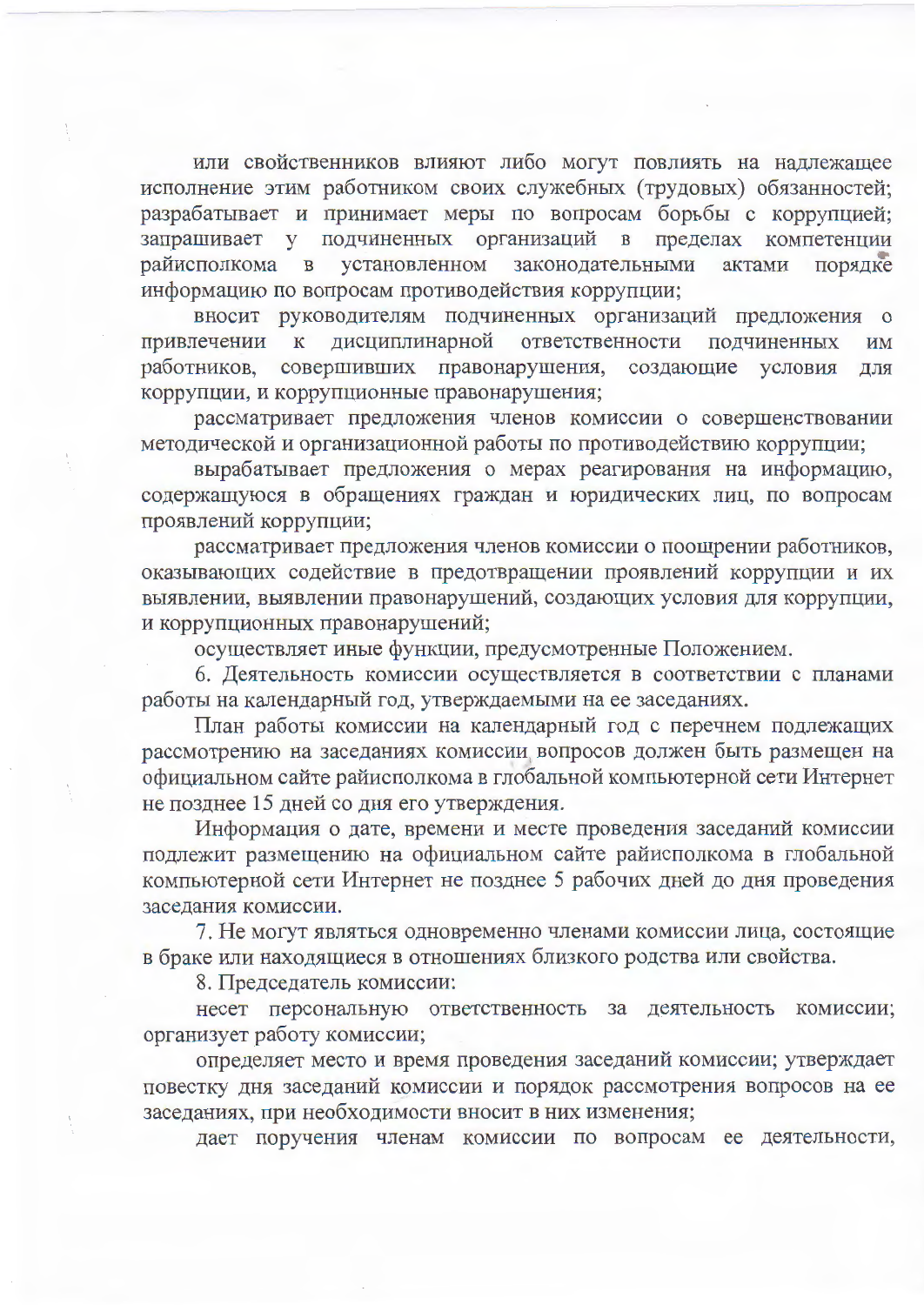или свойственников влияют либо могут повлиять на надлежащее исполнение этим работником своих служебных (трудовых) обязанностей; разрабатывает и принимает меры по вопросам борьбы с коррупцией; запрашивает у подчиненных организаций в пределах компетенции райисполкома в установленном законодательными актами порядке информацию по вопросам противодействия коррупции;

вносит руководителям подчиненных организаций предложения о привлечении к дисциплинарной ответственности подчиненных им работников, совершивших правонарушения, создающие условия для коррупции, и коррупционные правонарушения;

рассматривает предложения членов комиссии о совершенствовании методической и организационной работы по противодействию коррупции;

вырабатывает предложения о мерах реагирования на информацию, содержащуюся в обращениях граждан и юридических лиц, по вопросам проявлений коррупции;

рассматривает предложения членов комиссии о поощрении работников, оказывающих содействие в предотвращении проявлений коррупции и их выявлении, выявлении правонарушений, создающих условия для коррупции, и коррупционных правонарушений;

осуществляет иные функции, предусмотренные Положением.

6. Деятельность комиссии осуществляется в соответствии с планами работы на календарный год, утверждаемыми на ее заседаниях.

План работы комиссии на календарный год с перечнем подлежащих рассмотрению на заседаниях комиссии вопросов должен быть размещен на официальном сайте райисполкома в глобальной компьютерной сети Интернет не позднее 15 дней со дня его утверждения.

Информация о дате, времени и месте проведения заседаний комиссии подлежит размещению на официальном сайте райисполкома в глобальной компьютерной сети Интернет не позднее 5 рабочих дней до дня проведения заседания комиссии.

7. Не могут являться одновременно членами комиссии лица, состоящие в браке или находящиеся в отношениях близкого родства или свойства.

8. Председатель комиссии:

несет персональную ответственность за деятельность комиссии; организует работу комиссии;

определяет место и время проведения заседаний комиссии; утверждает повестку дня заседаний комиссии и порядок рассмотрения вопросов на ее заседаниях, при необходимости вносит в них изменения;

дает поручения членам комиссии по вопросам ее деятельности,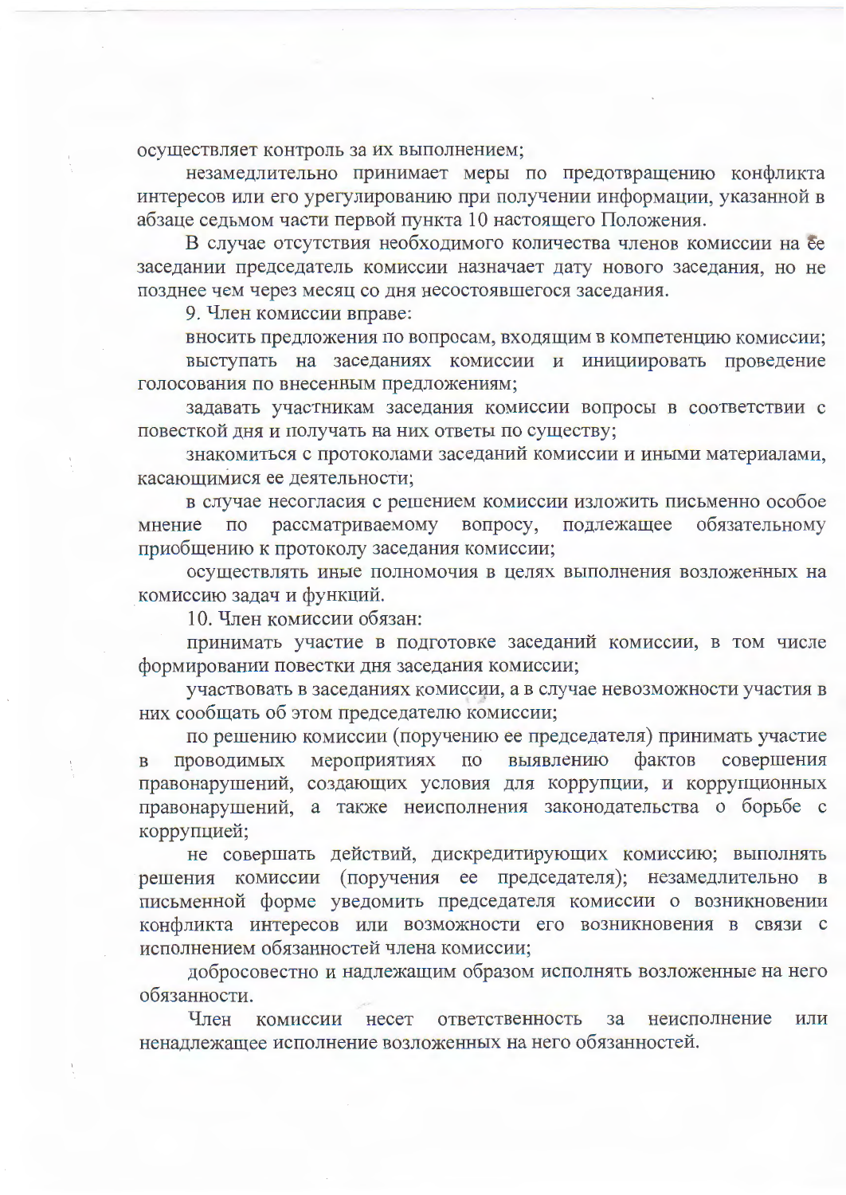осуществляет контроль за их выполнением;

незамедлительно принимает меры по предотвращению конфликта интересов или его урегулированию при получении информации, указанной в абзаце седьмом части первой пункта 10 настоящего Положения.

В случае отсутствия необходимого количества членов комиссии на ее заседании председатель комиссии назначает дату нового заседания, но не позднее чем через месяц со дня несостоявшегося заседания.

9. Член комиссии вправе:

вносить предложения по вопросам, входящим в компетенцию комиссии;

выступать на заседаниях комиссии и инициировать проведение голосования по внесенным предложениям;

задавать участникам заседания комиссии вопросы в соответствии с повесткой дня и получать на них ответы по существу;

знакомиться с протоколами заседаний комиссии и иными материалами, касающимися ее деятельности;

в случае несогласия с решением комиссии изложить письменно особое мнение по рассматриваемому вопросу, подлежащее обязательному приобщению к протоколу заседания комиссии;

осуществлять иные полномочия в целях выполнения возложенных на комиссию задач и функций.

10. Член комиссии обязан:

принимать участие в подготовке заседаний комиссии, в том числе формировании повестки дня заседания комиссии;

участвовать в заседаниях комиссии, а в случае невозможности участия в них сообщать об этом председателю комиссии;

по решению комиссии (поручению ее председателя) принимать участие в проводимых мероприятиях по выявлению фактов совершения правонарушений, создающих условия для коррупции, и коррупционных правонарушений, а также неисполнения законодательства о борьбе с коррупцией;

не совершать действий, дискредитирующих комиссию; выполнять решения комиссии (поручения ее председателя); незамедлительно в письменной форме уведомить председателя комиссии о возникновении конфликта интересов или возможности его возникновения в связи с исполнением обязанностей члена комиссии;

добросовестно и надлежащим образом исполнять возложенные на него обязанности.

Член комиссии несет ответственность за неисполнение или ненадлежащее исполнение возложенных на него обязанностей.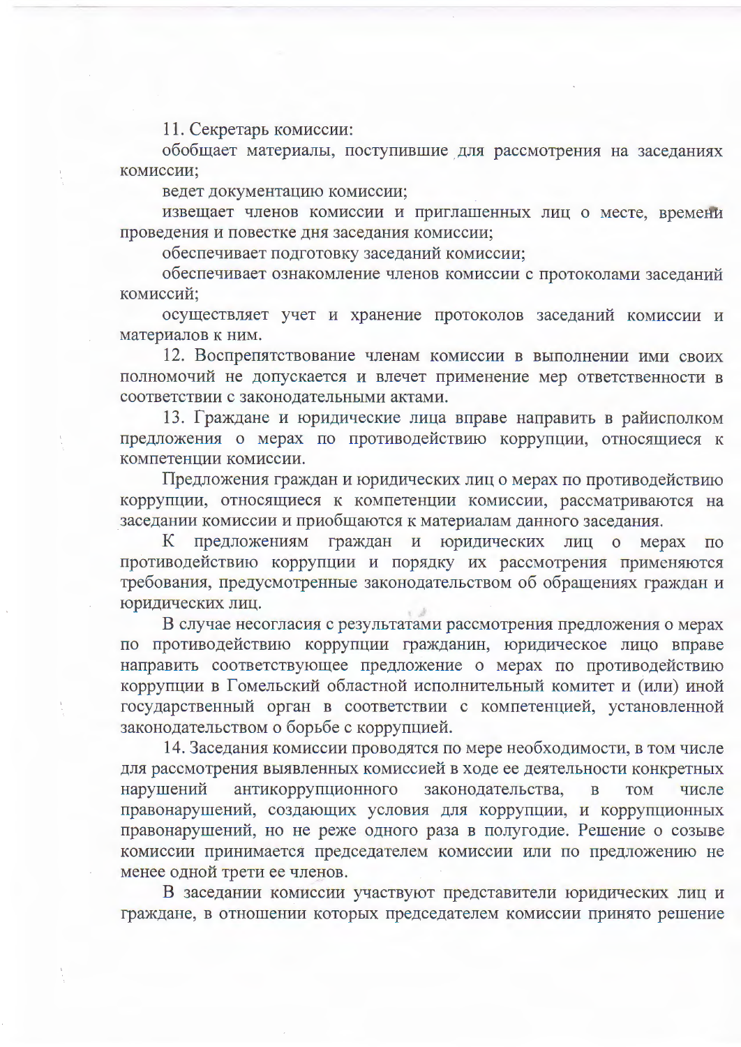11. Секретарь комиссии:

обобщает материалы, поступившие для рассмотрения на заседаниях комиссии;

ведет документацию комиссии;

извещает членов комиссии и приглашенных лиц о месте, времени проведения и повестке дня заседания комиссии;

обеспечивает подготовку заседаний комиссии;

обеспечивает ознакомление членов комиссии с протоколами заседаний комиссий;

осуществляет учет и хранение протоколов заседаний комиссии и материалов к ним.

12. Воспрепятствование членам комиссии в выполнении ими своих полномочий не допускается и влечет применение мер ответственности в соответствии с законодательными актами.

13. Граждане и юридические лица вправе направить в райисполком предложения о мерах по противодействию коррупции, относящиеся к компетенции комиссии.

Предложения граждан и юридических лиц о мерах по противодействию коррупции, относящиеся к компетенции комиссии, рассматриваются на заседании комиссии и приобщаются к материалам данного заседания.

К предложениям граждан и юридических лиц о мерах по противодействию коррупции и порядку их рассмотрения применяются требования, предусмотренные законодательством об обращениях граждан и юридических лиц.

В случае несогласия с результатами рассмотрения предложения о мерах по противодействию коррупции гражданин, юридическое лицо вправе направить соответствующее предложение о мерах по противодействию коррупции в Гомельский областной исполнительный комитет и (или) иной государственный орган в соответствии с компетенцией, установленной законодательством о борьбе с коррупцией.

14. Заседания комиссии проводятся по мере необходимости, в том числе для рассмотрения выявленных комиссией в ходе ее деятельности конкретных нарушений антикоррупционного законодательства, в том числе правонарушений, создающих условия для коррупции, и коррупционных правонарушений, но не реже одного раза в полугодие. Решение о созыве комиссии принимается председателем комиссии или по предложению не менее одной трети ее членов.

В заседании комиссии участвуют представители юридических лиц и граждане, в отношении которых председателем комиссии принято решение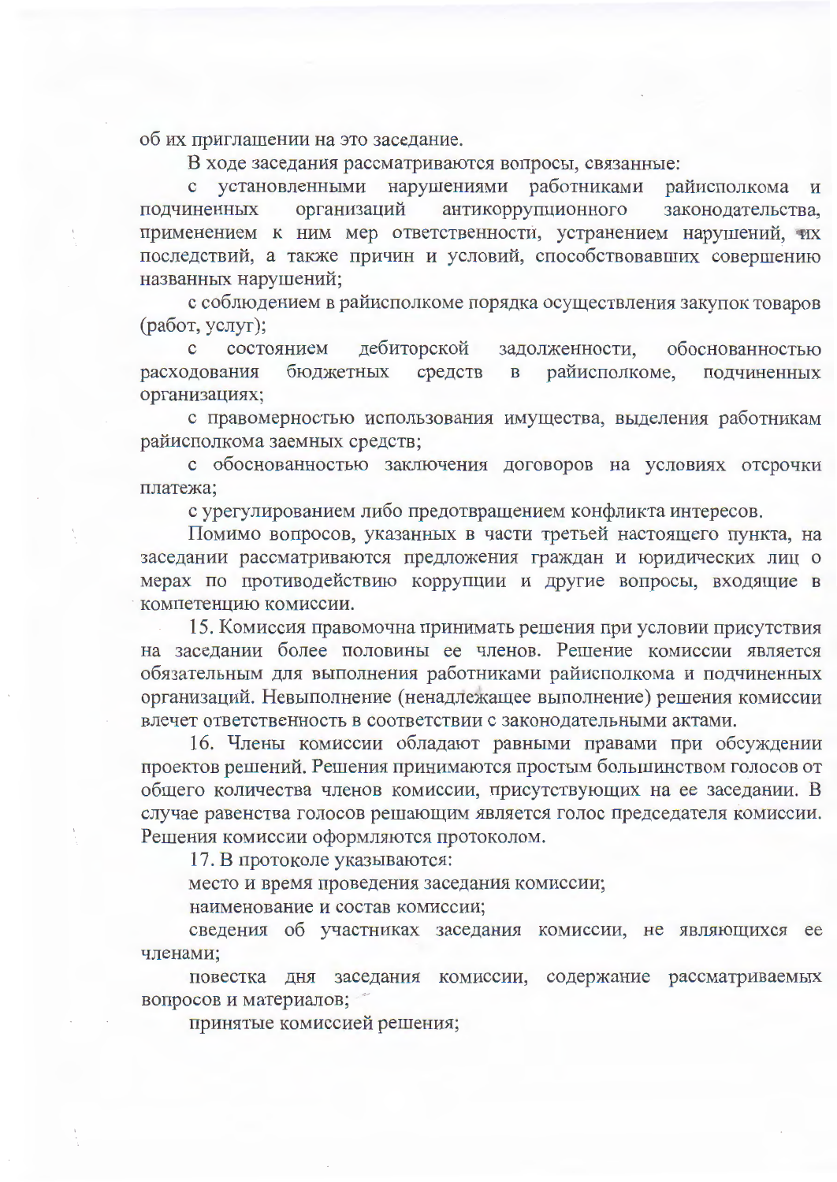об их приглашении на это заседание.

В ходе заседания рассматриваются вопросы, связанные:

с установленными нарушениями работниками райисполкома и подчиненных организаций антикоррупционного законодательства, применением к ним мер ответственности, устранением нарушений, их последствий, а также причин и условий, способствовавших совершению названных нарушений;

с соблюдением в райисполкоме порядка осуществления закупок товаров (работ, услуг);

с состоянием дебиторской задолженности, обоснованностью расходования бюджетных средств в райисполкоме, подчиненных организациях;

с правомерностью использования имущества, выделения работникам райисполкома заемных средств;

с обоснованностью заключения договоров на условиях отсрочки платежа;

с урегулированием либо предотвращением конфликта интересов.

Помимо вопросов, указанных в части третьей настоящего пункта, на заседании рассматриваются предложения граждан и юридических лиц о мерах по противодействию коррупции и другие вопросы, входящие в компетенцию комиссии.

15. Комиссия правомочна принимать решения при условии присутствия на заседании более половины ее членов. Решение комиссии является обязательным для выполнения работниками райисполкома и подчиненных организаций. Невыполнение (ненадлежащее выполнение) решения комиссии влечет ответственность в соответствии с законодательными актами.

16. Члены комиссии обладают равными правами при обсуждении проектов решений. Решения принимаются простым большинством голосов от общего количества членов комиссии, присутствующих на ее заседании. В случае равенства голосов решающим является голос председателя комиссии. Решения комиссии оформляются протоколом.

17. В протоколе указываются:

место и время проведения заседания комиссии;

наименование и состав комиссии;

сведения об участниках заседания комиссии, не являющихся ее членами;

повестка дня заседания комиссии, содержание рассматриваемых вопросов и материалов;

принятые комиссией решения;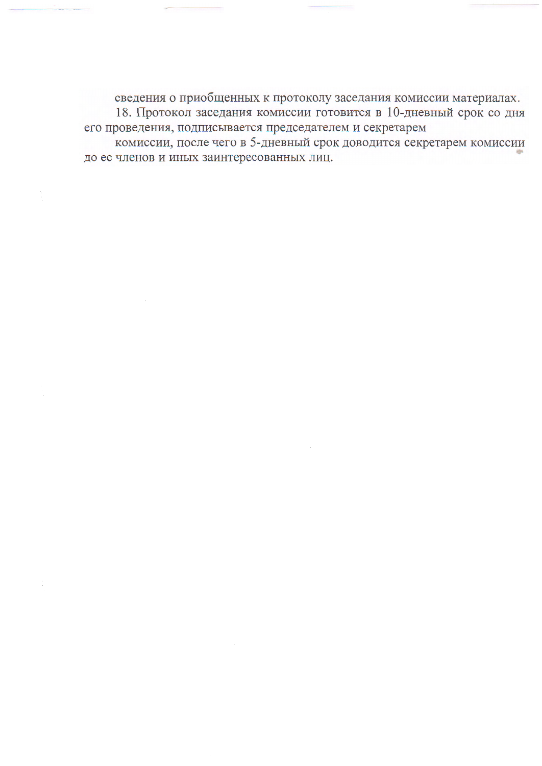сведения о приобщенных к протоколу заседания комиссии материалах.

18. Протокол заседания комиссии готовится в 10-дневный срок со дня его проведения, подписывается председателем и секретарем комиссии, после чего в 5-дневный срок доводится секретарем комиссии до ее членов и иных заинтересованных лиц.